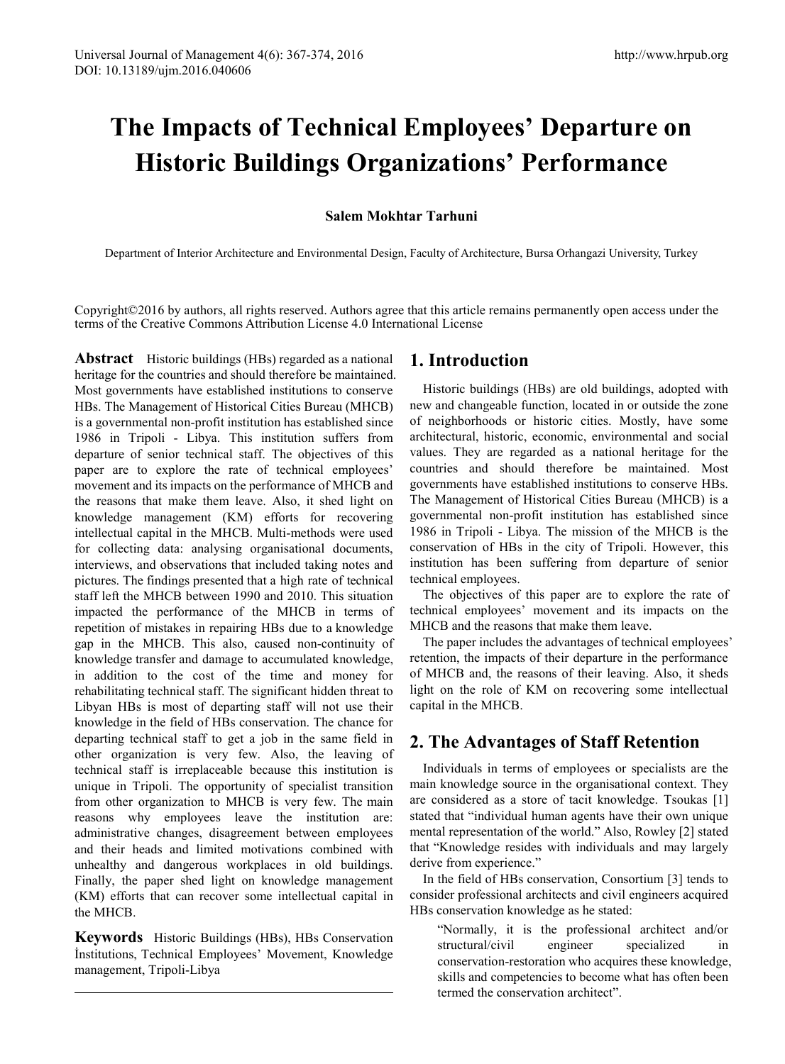# The Impacts of Technical Employees' Departure on Historic Buildings Organizations' Performance

**Salem Mokhtar Tarhuni**

Department of Interior Architecture and Environmental Design, Faculty of Architecture, Bursa Orhangazi University, Turkey

Copyright©2016 by authors, all rights reserved. Authors agree that this article remains permanently open access under the terms of the Creative Commons Attribution License 4.0 International License

**Abstract** Historic buildings (HBs) regarded as a national heritage for the countries and should therefore be maintained. Most governments have established institutions to conserve HBs. The Management of Historical Cities Bureau (MHCB) is a governmental non-profit institution has established since 1986 in Tripoli - Libya. This institution suffers from departure of senior technical staff. The objectives of this paper are to explore the rate of technical employees' movement and its impacts on the performance of MHCB and the reasons that make them leave. Also, it shed light on knowledge management (KM) efforts for recovering intellectual capital in the MHCB. Multi-methods were used for collecting data: analysing organisational documents, interviews, and observations that included taking notes and pictures. The findings presented that a high rate of technical staff left the MHCB between 1990 and 2010. This situation impacted the performance of the MHCB in terms of repetition of mistakes in repairing HBs due to a knowledge gap in the MHCB. This also, caused non-continuity of knowledge transfer and damage to accumulated knowledge, in addition to the cost of the time and money for rehabilitating technical staff. The significant hidden threat to Libyan HBs is most of departing staff will not use their knowledge in the field of HBs conservation. The chance for departing technical staff to get a job in the same field in other organization is very few. Also, the leaving of technical staff is irreplaceable because this institution is unique in Tripoli. The opportunity of specialist transition from other organization to MHCB is very few. The main reasons why employees leave the institution are: administrative changes, disagreement between employees and their heads and limited motivations combined with unhealthy and dangerous workplaces in old buildings. Finally, the paper shed light on knowledge management (KM) efforts that can recover some intellectual capital in the MHCB.

**Keywords** Historic Buildings (HBs), HBs Conservation İnstitutions, Technical Employees' Movement, Knowledge management, Tripoli-Libya

## 1. Introduction

Historic buildings (HBs) are old buildings, adopted with new and changeable function, located in or outside the zone of neighborhoods or historic cities. Mostly, have some architectural, historic, economic, environmental and social values. They are regarded as a national heritage for the countries and should therefore be maintained. Most governments have established institutions to conserve HBs. The Management of Historical Cities Bureau (MHCB) is a governmental non-profit institution has established since 1986 in Tripoli - Libya. The mission of the MHCB is the conservation of HBs in the city of Tripoli. However, this institution has been suffering from departure of senior technical employees.

The objectives of this paper are to explore the rate of technical employees' movement and its impacts on the MHCB and the reasons that make them leave.

The paper includes the advantages of technical employees' retention, the impacts of their departure in the performance of MHCB and, the reasons of their leaving. Also, it sheds light on the role of KM on recovering some intellectual capital in the MHCB.

## 2. The Advantages of Staff Retention

Individuals in terms of employees or specialists are the main knowledge source in the organisational context. They are considered as a store of tacit knowledge. Tsoukas [1] stated that "individual human agents have their own unique mental representation of the world." Also, Rowley [2] stated that "Knowledge resides with individuals and may largely derive from experience."

In the field of HBs conservation, Consortium [3] tends to consider professional architects and civil engineers acquired HBs conservation knowledge as he stated:

> "Normally, it is the professional architect and/or structural/civil engineer specialized in conservation-restoration who acquires these knowledge, skills and competencies to become what has often been termed the conservation architect".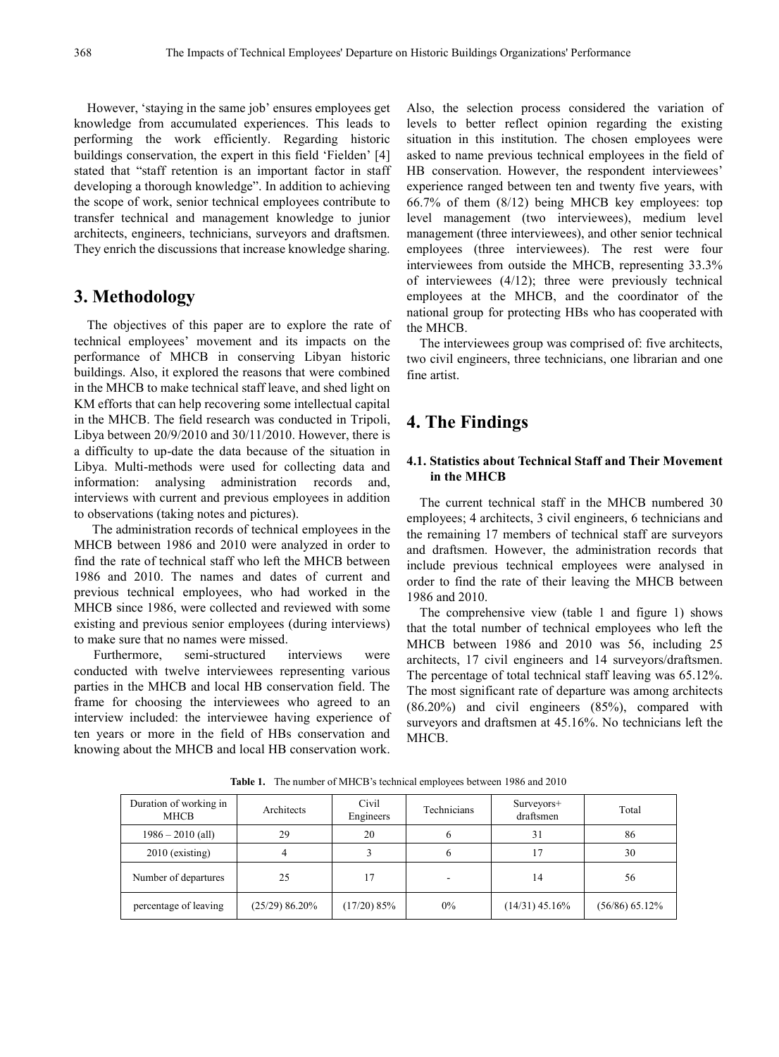However, 'staying in the same job' ensures employees get knowledge from accumulated experiences. This leads to performing the work efficiently. Regarding historic buildings conservation, the expert in this field 'Fielden' [4] stated that "staff retention is an important factor in staff developing a thorough knowledge". In addition to achieving the scope of work, senior technical employees contribute to transfer technical and management knowledge to junior architects, engineers, technicians, surveyors and draftsmen. They enrich the discussions that increase knowledge sharing.

## 3. Methodology

The objectives of this paper are to explore the rate of technical employees' movement and its impacts on the performance of MHCB in conserving Libyan historic buildings. Also, it explored the reasons that were combined in the MHCB to make technical staff leave, and shed light on KM efforts that can help recovering some intellectual capital in the MHCB. The field research was conducted in Tripoli, Libya between 20/9/2010 and 30/11/2010. However, there is a difficulty to up-date the data because of the situation in Libya. Multi-methods were used for collecting data and information: analysing administration records and, interviews with current and previous employees in addition to observations (taking notes and pictures).

The administration records of technical employees in the MHCB between 1986 and 2010 were analyzed in order to find the rate of technical staff who left the MHCB between 1986 and 2010. The names and dates of current and previous technical employees, who had worked in the MHCB since 1986, were collected and reviewed with some existing and previous senior employees (during interviews) to make sure that no names were missed.

Furthermore, semi-structured interviews were conducted with twelve interviewees representing various parties in the MHCB and local HB conservation field. The frame for choosing the interviewees who agreed to an interview included: the interviewee having experience of ten years or more in the field of HBs conservation and knowing about the MHCB and local HB conservation work. Also, the selection process considered the variation of levels to better reflect opinion regarding the existing situation in this institution. The chosen employees were asked to name previous technical employees in the field of HB conservation. However, the respondent interviewees' experience ranged between ten and twenty five years, with 66.7% of them (8/12) being MHCB key employees: top level management (two interviewees), medium level management (three interviewees), and other senior technical employees (three interviewees). The rest were four interviewees from outside the MHCB, representing 33.3% of interviewees (4/12); three were previously technical employees at the MHCB, and the coordinator of the national group for protecting HBs who has cooperated with the MHCB.

The interviewees group was comprised of: five architects, two civil engineers, three technicians, one librarian and one fine artist.

## 4. The Findings

### 4.1. Statistics about Technical Staff and Their Movement in the MHCB

The current technical staff in the MHCB numbered 30 employees; 4 architects, 3 civil engineers, 6 technicians and the remaining 17 members of technical staff are surveyors and draftsmen. However, the administration records that include previous technical employees were analysed in order to find the rate of their leaving the MHCB between 1986 and 2010.

The comprehensive view (table 1 and figure 1) shows that the total number of technical employees who left the MHCB between 1986 and 2010 was 56, including 25 architects, 17 civil engineers and 14 surveyors/draftsmen. The percentage of total technical staff leaving was 65.12%. The most significant rate of departure was among architects (86.20%) and civil engineers (85%), compared with surveyors and draftsmen at 45.16%. No technicians left the MHCB.

**Table 1.** The number of MHCB's technical employees between 1986 and 2010

| Duration of working in MHCB | Architects | Civil Engineers | Technicians | Surveyors+ draftsmen | Total |
|---|---|---|---|---|---|
| 1986 – 2010 (all) | 29 | 20 | 6 | 31 | 86 |
| 2010 (existing) | 4 | 3 | 6 | 17 | 30 |
| Number of departures | 25 | 17 | - | 14 | 56 |
| percentage of leaving | (25/29) 86.20% | (17/20) 85% | 0% | (14/31) 45.16% | (56/86) 65.12% |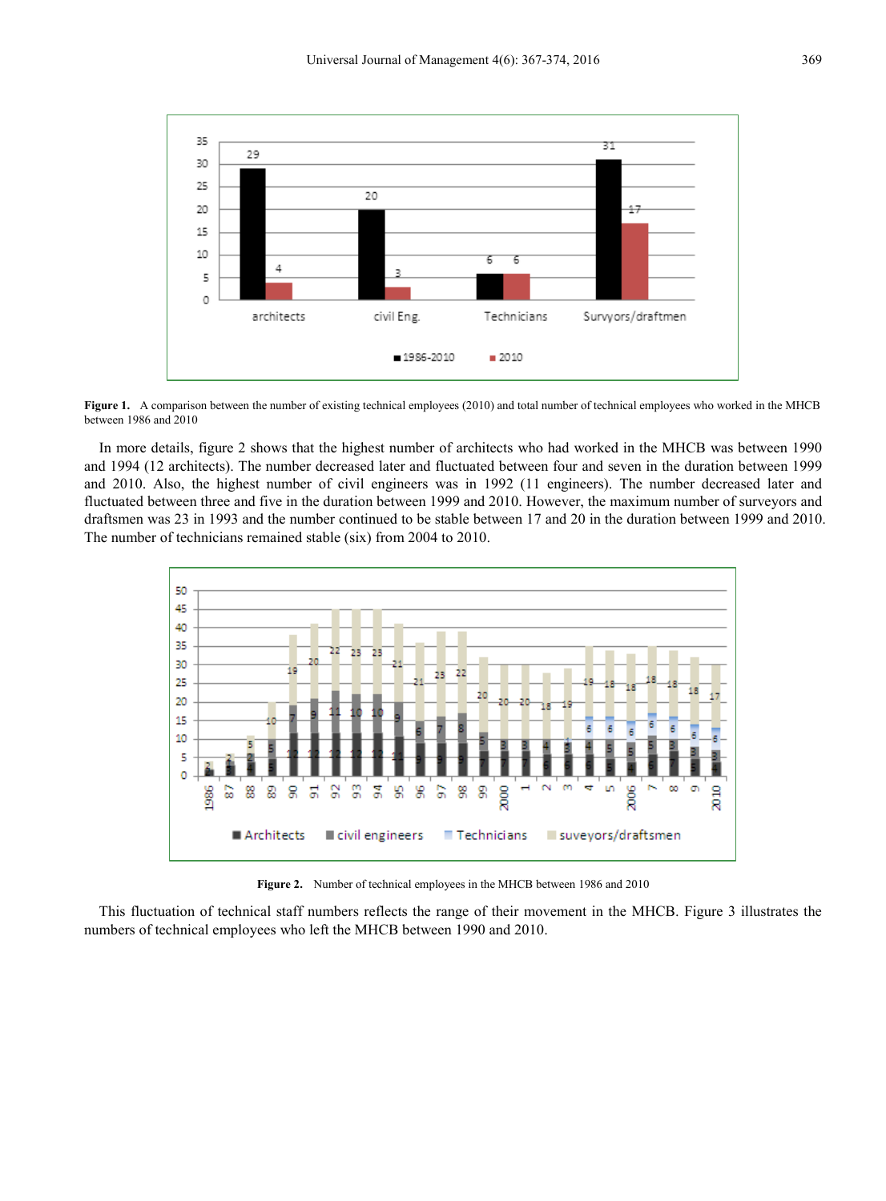**Figure 1.** A comparison between the number of existing technical employees (2010) and total number of technical employees who worked in the MHCB between 1986 and 2010

In more details, figure 2 shows that the highest number of architects who had worked in the MHCB was between 1990 and 1994 (12 architects). The number decreased later and fluctuated between four and seven in the duration between 1999 and 2010. Also, the highest number of civil engineers was in 1992 (11 engineers). The number decreased later and fluctuated between three and five in the duration between 1999 and 2010. However, the maximum number of surveyors and draftsmen was 23 in 1993 and the number continued to be stable between 17 and 20 in the duration between 1999 and 2010. The number of technicians remained stable (six) from 2004 to 2010.

**Figure 2.** Number of technical employees in the MHCB between 1986 and 2010

This fluctuation of technical staff numbers reflects the range of their movement in the MHCB. Figure 3 illustrates the numbers of technical employees who left the MHCB between 1990 and 2010.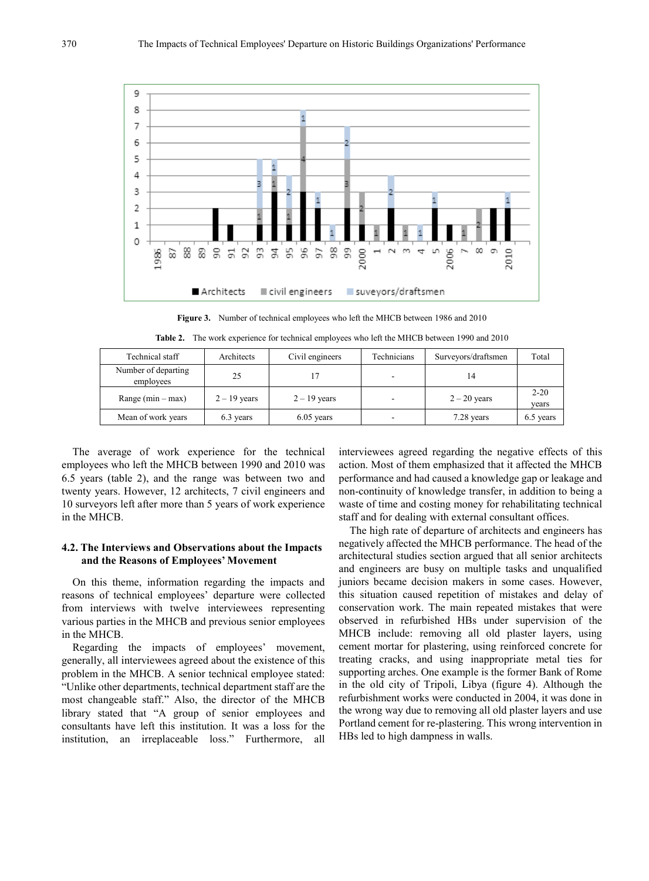**Figure 3.** Number of technical employees who left the MHCB between 1986 and 2010

**Table 2.** The work experience for technical employees who left the MHCB between 1990 and 2010

| Technical staff | Architects | Civil engineers | Technicians | Surveyors/draftsmen | Total |
|---|---|---|---|---|---|
| Number of departing employees | 25 | 17 | - | 14 | |
| Range (min – max) | 2 – 19 years | 2 – 19 years | - | 2 – 20 years | 2-20 years |
| Mean of work years | 6.3 years | 6.05 years | - | 7.28 years | 6.5 years |

The average of work experience for the technical employees who left the MHCB between 1990 and 2010 was 6.5 years (table 2), and the range was between two and twenty years. However, 12 architects, 7 civil engineers and 10 surveyors left after more than 5 years of work experience in the MHCB.

### 4.2. The Interviews and Observations about the Impacts and the Reasons of Employees' Movement

On this theme, information regarding the impacts and reasons of technical employees' departure were collected from interviews with twelve interviewees representing various parties in the MHCB and previous senior employees in the MHCB.

Regarding the impacts of employees' movement, generally, all interviewees agreed about the existence of this problem in the MHCB. A senior technical employee stated: "Unlike other departments, technical department staff are the most changeable staff." Also, the director of the MHCB library stated that "A group of senior employees and consultants have left this institution. It was a loss for the institution, an irreplaceable loss." Furthermore, all interviewees agreed regarding the negative effects of this action. Most of them emphasized that it affected the MHCB performance and had caused a knowledge gap or leakage and non-continuity of knowledge transfer, in addition to being a waste of time and costing money for rehabilitating technical staff and for dealing with external consultant offices.

The high rate of departure of architects and engineers has negatively affected the MHCB performance. The head of the architectural studies section argued that all senior architects and engineers are busy on multiple tasks and unqualified juniors became decision makers in some cases. However, this situation caused repetition of mistakes and delay of conservation work. The main repeated mistakes that were observed in refurbished HBs under supervision of the MHCB include: removing all old plaster layers, using cement mortar for plastering, using reinforced concrete for treating cracks, and using inappropriate metal ties for supporting arches. One example is the former Bank of Rome in the old city of Tripoli, Libya (figure 4). Although the refurbishment works were conducted in 2004, it was done in the wrong way due to removing all old plaster layers and use Portland cement for re-plastering. This wrong intervention in HBs led to high dampness in walls.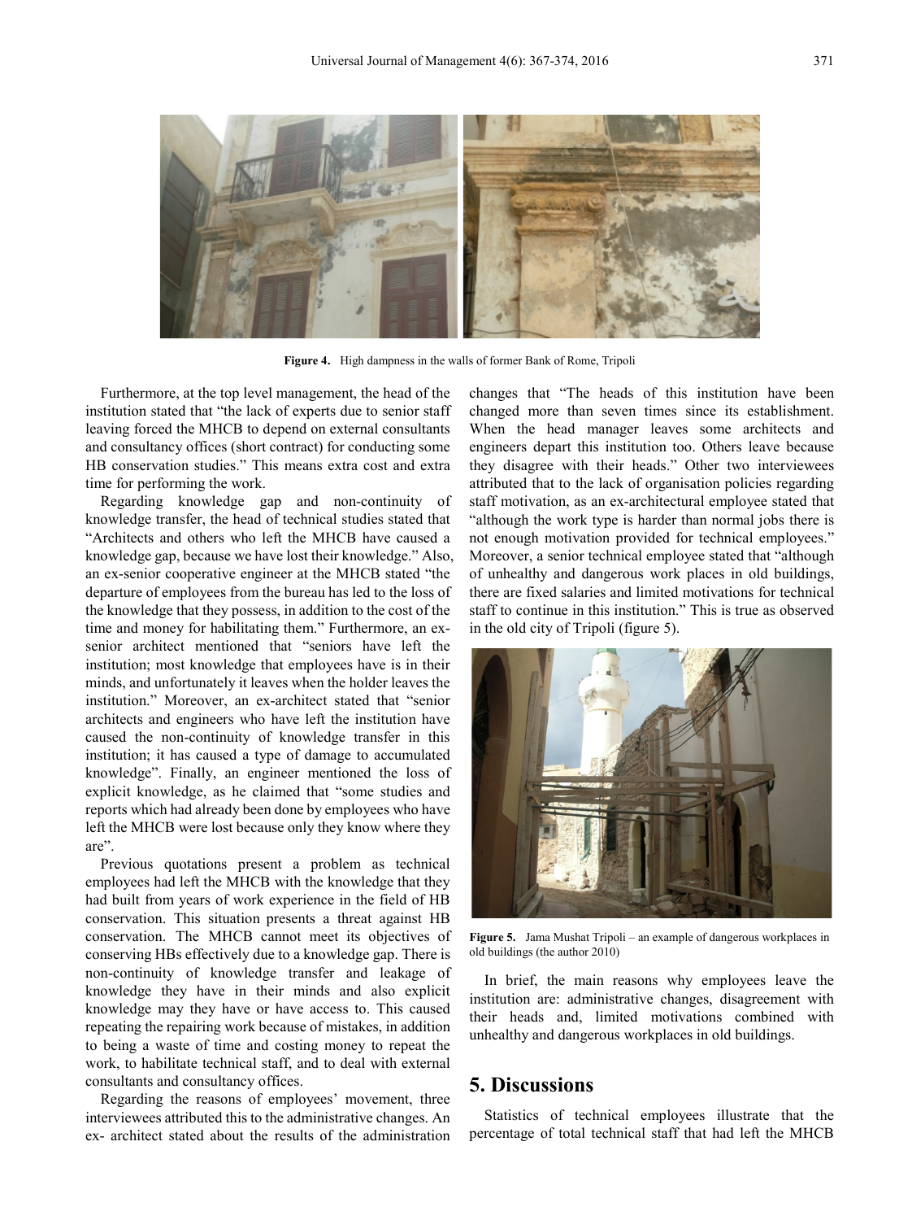Figure 4. High dampness in the walls of former Bank of Rome, Tripoli

Furthermore, at the top level management, the head of the institution stated that "the lack of experts due to senior staff leaving forced the MHCB to depend on external consultants and consultancy offices (short contract) for conducting some HB conservation studies." This means extra cost and extra time for performing the work.

Regarding knowledge gap and non-continuity of knowledge transfer, the head of technical studies stated that "Architects and others who left the MHCB have caused a knowledge gap, because we have lost their knowledge." Also, an ex-senior cooperative engineer at the MHCB stated "the departure of employees from the bureau has led to the loss of the knowledge that they possess, in addition to the cost of the time and money for habilitating them." Furthermore, an ex-senior architect mentioned that "seniors have left the institution; most knowledge that employees have is in their minds, and unfortunately it leaves when the holder leaves the institution." Moreover, an ex-architect stated that "senior architects and engineers who have left the institution have caused the non-continuity of knowledge transfer in this institution; it has caused a type of damage to accumulated knowledge". Finally, an engineer mentioned the loss of explicit knowledge, as he claimed that "some studies and reports which had already been done by employees who have left the MHCB were lost because only they know where they are".

Previous quotations present a problem as technical employees had left the MHCB with the knowledge that they had built from years of work experience in the field of HB conservation. This situation presents a threat against HB conservation. The MHCB cannot meet its objectives of conserving HBs effectively due to a knowledge gap. There is non-continuity of knowledge transfer and leakage of knowledge they have in their minds and also explicit knowledge may they have or have access to. This caused repeating the repairing work because of mistakes, in addition to being a waste of time and costing money to repeat the work, to habilitate technical staff, and to deal with external consultants and consultancy offices.

Regarding the reasons of employees' movement, three interviewees attributed this to the administrative changes. An ex- architect stated about the results of the administration changes that "The heads of this institution have been changed more than seven times since its establishment. When the head manager leaves some architects and engineers depart this institution too. Others leave because they disagree with their heads." Other two interviewees attributed that to the lack of organisation policies regarding staff motivation, as an ex-architectural employee stated that "although the work type is harder than normal jobs there is not enough motivation provided for technical employees." Moreover, a senior technical employee stated that "although of unhealthy and dangerous work places in old buildings, there are fixed salaries and limited motivations for technical staff to continue in this institution." This is true as observed in the old city of Tripoli (figure 5).

Figure 5. Jama Mushat Tripoli – an example of dangerous workplaces in old buildings (the author 2010)

In brief, the main reasons why employees leave the institution are: administrative changes, disagreement with their heads and, limited motivations combined with unhealthy and dangerous workplaces in old buildings.

## 5. Discussions

Statistics of technical employees illustrate that the percentage of total technical staff that had left the MHCB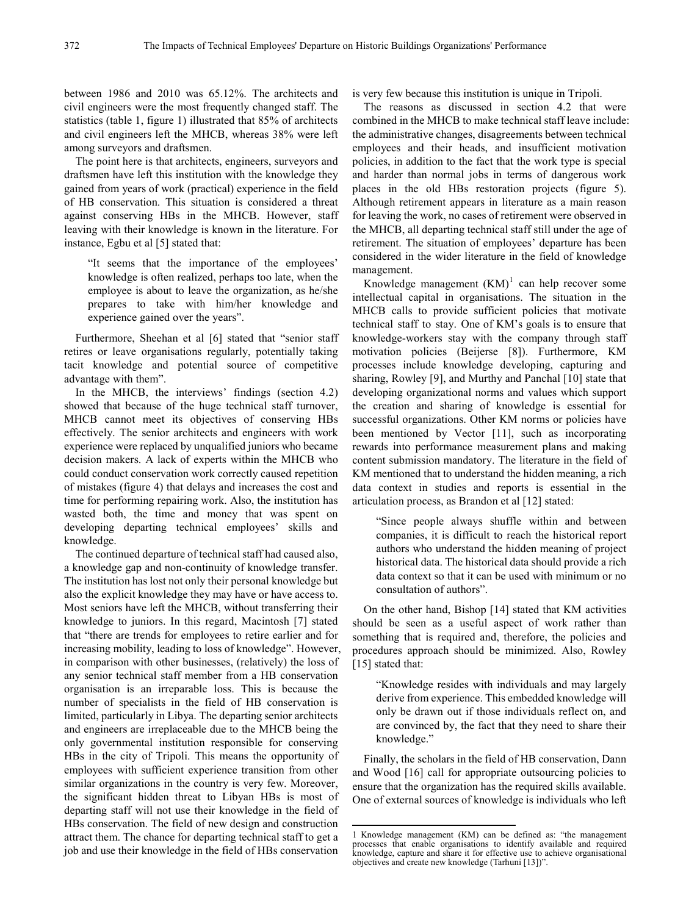between 1986 and 2010 was 65.12%. The architects and civil engineers were the most frequently changed staff. The statistics (table 1, figure 1) illustrated that 85% of architects and civil engineers left the MHCB, whereas 38% were left among surveyors and draftsmen.

The point here is that architects, engineers, surveyors and draftsmen have left this institution with the knowledge they gained from years of work (practical) experience in the field of HB conservation. This situation is considered a threat against conserving HBs in the MHCB. However, staff leaving with their knowledge is known in the literature. For instance, Egbu et al [5] stated that:

> "It seems that the importance of the employees' knowledge is often realized, perhaps too late, when the employee is about to leave the organization, as he/she prepares to take with him/her knowledge and experience gained over the years".

Furthermore, Sheehan et al [6] stated that "senior staff retires or leave organisations regularly, potentially taking tacit knowledge and potential source of competitive advantage with them".

In the MHCB, the interviews' findings (section 4.2) showed that because of the huge technical staff turnover, MHCB cannot meet its objectives of conserving HBs effectively. The senior architects and engineers with work experience were replaced by unqualified juniors who became decision makers. A lack of experts within the MHCB who could conduct conservation work correctly caused repetition of mistakes (figure 4) that delays and increases the cost and time for performing repairing work. Also, the institution has wasted both, the time and money that was spent on developing departing technical employees' skills and knowledge.

The continued departure of technical staff had caused also, a knowledge gap and non-continuity of knowledge transfer. The institution has lost not only their personal knowledge but also the explicit knowledge they may have or have access to. Most seniors have left the MHCB, without transferring their knowledge to juniors. In this regard, Macintosh [7] stated that "there are trends for employees to retire earlier and for increasing mobility, leading to loss of knowledge". However, in comparison with other businesses, (relatively) the loss of any senior technical staff member from a HB conservation organisation is an irreparable loss. This is because the number of specialists in the field of HB conservation is limited, particularly in Libya. The departing senior architects and engineers are irreplaceable due to the MHCB being the only governmental institution responsible for conserving HBs in the city of Tripoli. This means the opportunity of employees with sufficient experience transition from other similar organizations in the country is very few. Moreover, the significant hidden threat to Libyan HBs is most of departing staff will not use their knowledge in the field of HBs conservation. The field of new design and construction attract them. The chance for departing technical staff to get a job and use their knowledge in the field of HBs conservation is very few because this institution is unique in Tripoli.

The reasons as discussed in section 4.2 that were combined in the MHCB to make technical staff leave include: the administrative changes, disagreements between technical employees and their heads, and insufficient motivation policies, in addition to the fact that the work type is special and harder than normal jobs in terms of dangerous work places in the old HBs restoration projects (figure 5). Although retirement appears in literature as a main reason for leaving the work, no cases of retirement were observed in the MHCB, all departing technical staff still under the age of retirement. The situation of employees' departure has been considered in the wider literature in the field of knowledge management.

Knowledge management (KM)[1] can help recover some intellectual capital in organisations. The situation in the MHCB calls to provide sufficient policies that motivate technical staff to stay. One of KM's goals is to ensure that knowledge-workers stay with the company through staff motivation policies (Beijerse [8]). Furthermore, KM processes include knowledge developing, capturing and sharing, Rowley [9], and Murthy and Panchal [10] state that developing organizational norms and values which support the creation and sharing of knowledge is essential for successful organizations. Other KM norms or policies have been mentioned by Vector [11], such as incorporating rewards into performance measurement plans and making content submission mandatory. The literature in the field of KM mentioned that to understand the hidden meaning, a rich data context in studies and reports is essential in the articulation process, as Brandon et al [12] stated:

> "Since people always shuffle within and between companies, it is difficult to reach the historical report authors who understand the hidden meaning of project historical data. The historical data should provide a rich data context so that it can be used with minimum or no consultation of authors".

On the other hand, Bishop [14] stated that KM activities should be seen as a useful aspect of work rather than something that is required and, therefore, the policies and procedures approach should be minimized. Also, Rowley [15] stated that:

> "Knowledge resides with individuals and may largely derive from experience. This embedded knowledge will only be drawn out if those individuals reflect on, and are convinced by, the fact that they need to share their knowledge."

Finally, the scholars in the field of HB conservation, Dann and Wood [16] call for appropriate outsourcing policies to ensure that the organization has the required skills available. One of external sources of knowledge is individuals who left

---

1 Knowledge management (KM) can be defined as: "the management processes that enable organisations to identify available and required knowledge, capture and share it for effective use to achieve organisational objectives and create new knowledge (Tarhuni [13])".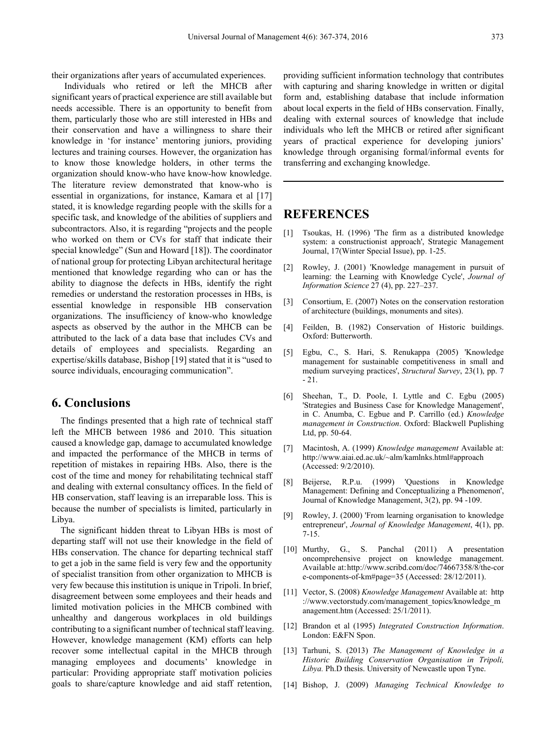their organizations after years of accumulated experiences.

Individuals who retired or left the MHCB after significant years of practical experience are still available but needs accessible. There is an opportunity to benefit from them, particularly those who are still interested in HBs and their conservation and have a willingness to share their knowledge in 'for instance' mentoring juniors, providing lectures and training courses. However, the organization has to know those knowledge holders, in other terms the organization should know-who have know-how knowledge. The literature review demonstrated that know-who is essential in organizations, for instance, Kamara et al [17] stated, it is knowledge regarding people with the skills for a specific task, and knowledge of the abilities of suppliers and subcontractors. Also, it is regarding "projects and the people who worked on them or CVs for staff that indicate their special knowledge" (Sun and Howard [18]). The coordinator of national group for protecting Libyan architectural heritage mentioned that knowledge regarding who can or has the ability to diagnose the defects in HBs, identify the right remedies or understand the restoration processes in HBs, is essential knowledge in responsible HB conservation organizations. The insufficiency of know-who knowledge aspects as observed by the author in the MHCB can be attributed to the lack of a data base that includes CVs and details of employees and specialists. Regarding an expertise/skills database, Bishop [19] stated that it is "used to source individuals, encouraging communication".

## 6. Conclusions

The findings presented that a high rate of technical staff left the MHCB between 1986 and 2010. This situation caused a knowledge gap, damage to accumulated knowledge and impacted the performance of the MHCB in terms of repetition of mistakes in repairing HBs. Also, there is the cost of the time and money for rehabilitating technical staff and dealing with external consultancy offices. In the field of HB conservation, staff leaving is an irreparable loss. This is because the number of specialists is limited, particularly in Libya.

The significant hidden threat to Libyan HBs is most of departing staff will not use their knowledge in the field of HBs conservation. The chance for departing technical staff to get a job in the same field is very few and the opportunity of specialist transition from other organization to MHCB is very few because this institution is unique in Tripoli. In brief, disagreement between some employees and their heads and limited motivation policies in the MHCB combined with unhealthy and dangerous workplaces in old buildings contributing to a significant number of technical staff leaving. However, knowledge management (KM) efforts can help recover some intellectual capital in the MHCB through managing employees and documents' knowledge in particular: Providing appropriate staff motivation policies goals to share/capture knowledge and aid staff retention, providing sufficient information technology that contributes with capturing and sharing knowledge in written or digital form and, establishing database that include information about local experts in the field of HBs conservation. Finally, dealing with external sources of knowledge that include individuals who left the MHCB or retired after significant years of practical experience for developing juniors' knowledge through organising formal/informal events for transferring and exchanging knowledge.

# REFERENCES

[1] Tsoukas, H. (1996) 'The firm as a distributed knowledge system: a constructionist approach', Strategic Management Journal, 17(Winter Special Issue), pp. 1-25.

[2] Rowley, J. (2001) 'Knowledge management in pursuit of learning: the Learning with Knowledge Cycle', *Journal of Information Science* 27 (4), pp. 227–237.

[3] Consortium, E. (2007) Notes on the conservation restoration of architecture (buildings, monuments and sites).

[4] Feilden, B. (1982) Conservation of Historic buildings. Oxford: Butterworth.

[5] Egbu, C., S. Hari, S. Renukappa (2005) 'Knowledge management for sustainable competitiveness in small and medium surveying practices', *Structural Survey*, 23(1), pp. 7 - 21.

[6] Sheehan, T., D. Poole, I. Lyttle and C. Egbu (2005) 'Strategies and Business Case for Knowledge Management', in C. Anumba, C. Egbue and P. Carrillo (ed.) *Knowledge management in Construction*. Oxford: Blackwell Puplishing Ltd, pp. 50-64.

[7] Macintosh, A. (1999) *Knowledge management* Available at: http://www.aiai.ed.ac.uk/~alm/kamlnks.html#approach (Accessed: 9/2/2010).

[8] Beijerse, R.P.u. (1999) 'Questions in Knowledge Management: Defining and Conceptualizing a Phenomenon', Journal of Knowledge Management, 3(2), pp. 94 -109.

[9] Rowley, J. (2000) 'From learning organisation to knowledge entrepreneur', *Journal of Knowledge Management*, 4(1), pp. 7-15.

[10] Murthy, G., S. Panchal (2011) A presentation oncomprehensive project on knowledge management. Available at: http://www.scribd.com/doc/74667358/8/the-core-components-of-km#page=35 (Accessed: 28/12/2011).

[11] Vector, S. (2008) *Knowledge Management* Available at: http ://www.vectorstudy.com/management_topics/knowledge_management.htm (Accessed: 25/1/2011).

[12] Brandon et al (1995) *Integrated Construction Information*. London: E&FN Spon.

[13] Tarhuni, S. (2013) *The Management of Knowledge in a Historic Building Conservation Organisation in Tripoli, Libya.* Ph.D thesis. University of Newcastle upon Tyne.

[14] Bishop, J. (2009) *Managing Technical Knowledge to*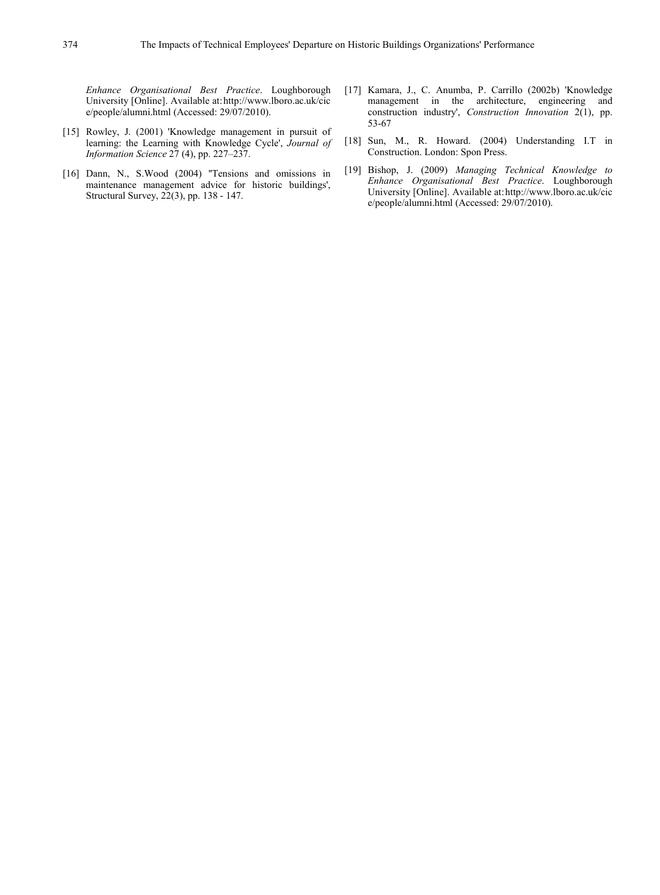*Enhance Organisational Best Practice*. Loughborough University [Online]. Available at: http://www.lboro.ac.uk/cice/people/alumni.html (Accessed: 29/07/2010).

[15] Rowley, J. (2001) 'Knowledge management in pursuit of learning: the Learning with Knowledge Cycle', *Journal of Information Science* 27 (4), pp. 227–237.

[16] Dann, N., S.Wood (2004) "Tensions and omissions in maintenance management advice for historic buildings', Structural Survey, 22(3), pp. 138 - 147.

[17] Kamara, J., C. Anumba, P. Carrillo (2002b) 'Knowledge management in the architecture, engineering and construction industry', *Construction Innovation* 2(1), pp. 53-67

[18] Sun, M., R. Howard. (2004) Understanding I.T in Construction. London: Spon Press.

[19] Bishop, J. (2009) *Managing Technical Knowledge to Enhance Organisational Best Practice*. Loughborough University [Online]. Available at: http://www.lboro.ac.uk/cice/people/alumni.html (Accessed: 29/07/2010).